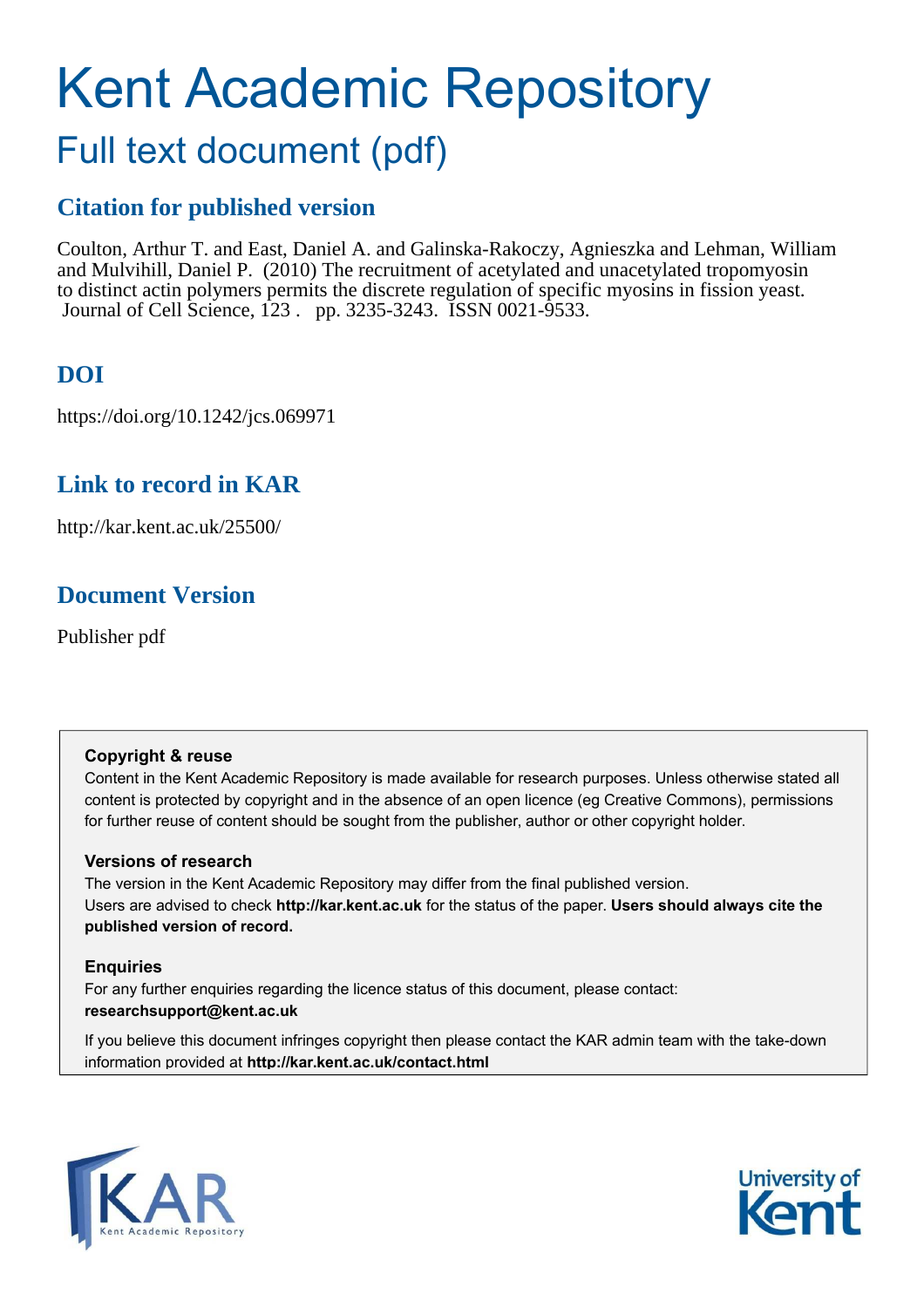# Kent Academic Repository

## Full text document (pdf)

### Citation for published version

Coulton, Arthur T. and East, Daniel A. and Galinska-Rakoczy, Agnieszka and Lehman, William and Mulvihill, Daniel P. (2010) The recruitment of acetylated and unacetylated tropomyosin to distinct actin polymers permits the discrete regulation of specific myosins in fission yeast. Journal of Cell Science, 123 . pp. 3235-3243. ISSN 0021-9533.

### DOI

https://doi.org/10.1242/jcs.069971

### Link to record in KAR

http://kar.kent.ac.uk/25500/

### Document Version

Publisher pdf

**Copyright & reuse**

Content in the Kent Academic Repository is made available for research purposes. Unless otherwise stated all content is protected by copyright and in the absence of an open licence (eg Creative Commons), permissions for further reuse of content should be sought from the publisher, author or other copyright holder.

**Versions of research**

The version in the Kent Academic Repository may differ from the final published version. Users are advised to check **http://kar.kent.ac.uk** for the status of the paper. **Users should always cite the published version of record.**

**Enquiries**

For any further enquiries regarding the licence status of this document, please contact: **researchsupport@kent.ac.uk**

If you believe this document infringes copyright then please contact the KAR admin team with the take-down information provided at **http://kar.kent.ac.uk/contact.html**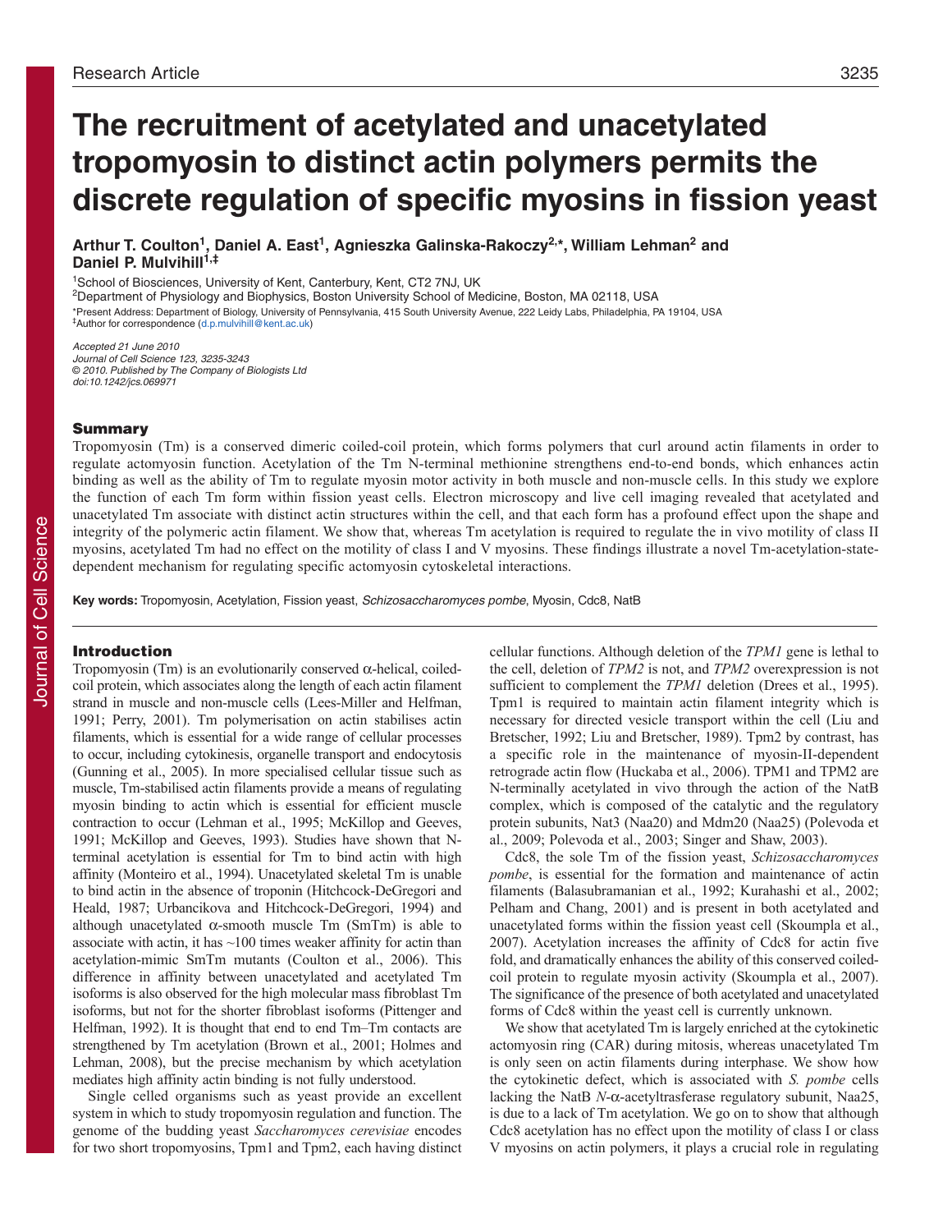# The recruitment of acetylated and unacetylated tropomyosin to distinct actin polymers permits the discrete regulation of specific myosins in fission yeast

**Arthur T. Coulton[1], Daniel A. East[1], Agnieszka Galinska-Rakoczy[2,*], William Lehman[2] and Daniel P. Mulvihill[1,‡]**

[1]School of Biosciences, University of Kent, Canterbury, Kent, CT2 7NJ, UK
[2]Department of Physiology and Biophysics, Boston University School of Medicine, Boston, MA 02118, USA
*Present Address: Department of Biology, University of Pennsylvania, 415 South University Avenue, 222 Leidy Labs, Philadelphia, PA 19104, USA
‡Author for correspondence (d.p.mulvihill@kent.ac.uk)

*Accepted 21 June 2010*
*Journal of Cell Science 123, 3235-3243*
*© 2010. Published by The Company of Biologists Ltd*
*doi:10.1242/jcs.069971*

## Summary

Tropomyosin (Tm) is a conserved dimeric coiled-coil protein, which forms polymers that curl around actin filaments in order to regulate actomyosin function. Acetylation of the Tm N-terminal methionine strengthens end-to-end bonds, which enhances actin binding as well as the ability of Tm to regulate myosin motor activity in both muscle and non-muscle cells. In this study we explore the function of each Tm form within fission yeast cells. Electron microscopy and live cell imaging revealed that acetylated and unacetylated Tm associate with distinct actin structures within the cell, and that each form has a profound effect upon the shape and integrity of the polymeric actin filament. We show that, whereas Tm acetylation is required to regulate the in vivo motility of class II myosins, acetylated Tm had no effect on the motility of class I and V myosins. These findings illustrate a novel Tm-acetylation-state-dependent mechanism for regulating specific actomyosin cytoskeletal interactions.

**Key words:** Tropomyosin, Acetylation, Fission yeast, *Schizosaccharomyces pombe*, Myosin, Cdc8, NatB

## Introduction

Tropomyosin (Tm) is an evolutionarily conserved α-helical, coiled-coil protein, which associates along the length of each actin filament strand in muscle and non-muscle cells (Lees-Miller and Helfman, 1991; Perry, 2001). Tm polymerisation on actin filaments stabilises actin filaments, which is essential for a wide range of cellular processes to occur, including cytokinesis, organelle transport and endocytosis (Gunning et al., 2005). In more specialised cellular tissue such as muscle, Tm-stabilised actin filaments provide a means of regulating myosin binding to actin which is essential for efficient muscle contraction to occur (Lehman et al., 1995; McKillop and Geeves, 1991; McKillop and Geeves, 1993). Studies have shown that N-terminal acetylation is essential for Tm to bind actin with high affinity (Monteiro et al., 1994). Unacetylated skeletal Tm is unable to bind actin in the absence of troponin (Hitchcock-DeGregori and Heald, 1987; Urbancikova and Hitchcock-DeGregori, 1994) and although unacetylated α-smooth muscle Tm (SmTm) is able to associate with actin, it has ~100 times weaker affinity for actin than acetylation-mimic SmTm mutants (Coulton et al., 2006). This difference in affinity between unacetylated and acetylated Tm isoforms is also observed for the high molecular mass fibroblast Tm isoforms, but not for the shorter fibroblast isoforms (Pittenger and Helfman, 1992). It is thought that end to end Tm–Tm contacts are strengthened by Tm acetylation (Brown et al., 2001; Holmes and Lehman, 2008), but the precise mechanism by which acetylation mediates high affinity actin binding is not fully understood.

Single celled organisms such as yeast provide an excellent system in which to study tropomyosin regulation and function. The genome of the budding yeast *Saccharomyces cerevisiae* encodes for two short tropomyosins, Tpm1 and Tpm2, each having distinct cellular functions. Although deletion of the *TPM1* gene is lethal to the cell, deletion of *TPM2* is not, and *TPM2* overexpression is not sufficient to complement the *TPM1* deletion (Drees et al., 1995). Tpm1 is required to maintain actin filament integrity which is necessary for directed vesicle transport within the cell (Liu and Bretscher, 1992; Liu and Bretscher, 1989). Tpm2 by contrast, has a specific role in the maintenance of myosin-II-dependent retrograde actin flow (Huckaba et al., 2006). TPM1 and TPM2 are N-terminally acetylated in vivo through the action of the NatB complex, which is composed of the catalytic and the regulatory protein subunits, Nat3 (Naa20) and Mdm20 (Naa25) (Polevoda et al., 2009; Polevoda et al., 2003; Singer and Shaw, 2003).

Cdc8, the sole Tm of the fission yeast, *Schizosaccharomyces pombe*, is essential for the formation and maintenance of actin filaments (Balasubramanian et al., 1992; Kurahashi et al., 2002; Pelham and Chang, 2001) and is present in both acetylated and unacetylated forms within the fission yeast cell (Skoumpla et al., 2007). Acetylation increases the affinity of Cdc8 for actin five fold, and dramatically enhances the ability of this conserved coiled-coil protein to regulate myosin activity (Skoumpla et al., 2007). The significance of the presence of both acetylated and unacetylated forms of Cdc8 within the yeast cell is currently unknown.

We show that acetylated Tm is largely enriched at the cytokinetic actomyosin ring (CAR) during mitosis, whereas unacetylated Tm is only seen on actin filaments during interphase. We show how the cytokinetic defect, which is associated with *S. pombe* cells lacking the NatB *N*-α-acetyltrasferase regulatory subunit, Naa25, is due to a lack of Tm acetylation. We go on to show that although Cdc8 acetylation has no effect upon the motility of class I or class V myosins on actin polymers, it plays a crucial role in regulating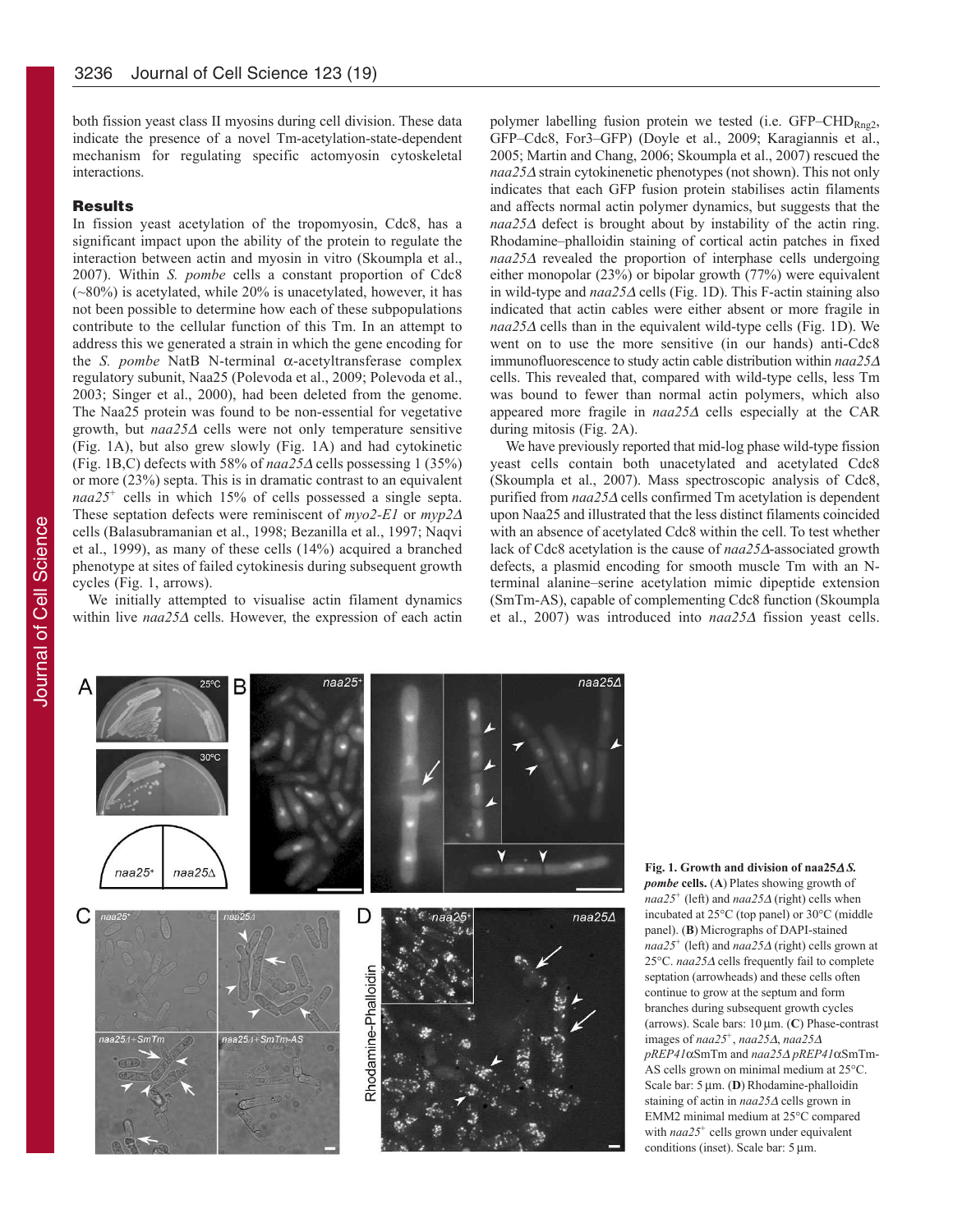both fission yeast class II myosins during cell division. These data indicate the presence of a novel Tm-acetylation-state-dependent mechanism for regulating specific actomyosin cytoskeletal interactions.

## Results

In fission yeast acetylation of the tropomyosin, Cdc8, has a significant impact upon the ability of the protein to regulate the interaction between actin and myosin in vitro (Skoumpla et al., 2007). Within *S. pombe* cells a constant proportion of Cdc8 (~80%) is acetylated, while 20% is unacetylated, however, it has not been possible to determine how each of these subpopulations contribute to the cellular function of this Tm. In an attempt to address this we generated a strain in which the gene encoding for the *S. pombe* NatB N-terminal α-acetyltransferase complex regulatory subunit, Naa25 (Polevoda et al., 2009; Polevoda et al., 2003; Singer et al., 2000), had been deleted from the genome. The Naa25 protein was found to be non-essential for vegetative growth, but *naa25Δ* cells were not only temperature sensitive (Fig. 1A), but also grew slowly (Fig. 1A) and had cytokinetic (Fig. 1B,C) defects with 58% of *naa25Δ* cells possessing 1 (35%) or more (23%) septa. This is in dramatic contrast to an equivalent *naa25*$^{+}$ cells in which 15% of cells possessed a single septa. These septation defects were reminiscent of *myo2-E1* or *myp2Δ* cells (Balasubramanian et al., 1998; Bezanilla et al., 1997; Naqvi et al., 1999), as many of these cells (14%) acquired a branched phenotype at sites of failed cytokinesis during subsequent growth cycles (Fig. 1, arrows).

We initially attempted to visualise actin filament dynamics within live *naa25Δ* cells. However, the expression of each actin polymer labelling fusion protein we tested (i.e. GFP–CHD$_{\text{Rng2}}$, GFP–Cdc8, For3–GFP) (Doyle et al., 2009; Karagiannis et al., 2005; Martin and Chang, 2006; Skoumpla et al., 2007) rescued the *naa25Δ* strain cytokinenetic phenotypes (not shown). This not only indicates that each GFP fusion protein stabilises actin filaments and affects normal actin polymer dynamics, but suggests that the *naa25Δ* defect is brought about by instability of the actin ring. Rhodamine–phalloidin staining of cortical actin patches in fixed *naa25Δ* revealed the proportion of interphase cells undergoing either monopolar (23%) or bipolar growth (77%) were equivalent in wild-type and *naa25Δ* cells (Fig. 1D). This F-actin staining also indicated that actin cables were either absent or more fragile in *naa25Δ* cells than in the equivalent wild-type cells (Fig. 1D). We went on to use the more sensitive (in our hands) anti-Cdc8 immunofluorescence to study actin cable distribution within *naa25Δ* cells. This revealed that, compared with wild-type cells, less Tm was bound to fewer than normal actin polymers, which also appeared more fragile in *naa25Δ* cells especially at the CAR during mitosis (Fig. 2A).

We have previously reported that mid-log phase wild-type fission yeast cells contain both unacetylated and acetylated Cdc8 (Skoumpla et al., 2007). Mass spectroscopic analysis of Cdc8, purified from *naa25Δ* cells confirmed Tm acetylation is dependent upon Naa25 and illustrated that the less distinct filaments coincided with an absence of acetylated Cdc8 within the cell. To test whether lack of Cdc8 acetylation is the cause of *naa25Δ*-associated growth defects, a plasmid encoding for smooth muscle Tm with an N-terminal alanine–serine acetylation mimic dipeptide extension (SmTm-AS), capable of complementing Cdc8 function (Skoumpla et al., 2007) was introduced into *naa25Δ* fission yeast cells.

**Fig. 1. Growth and division of naa25Δ *S. pombe* cells.** (**A**) Plates showing growth of *naa25*$^{+}$ (left) and *naa25Δ* (right) cells when incubated at 25°C (top panel) or 30°C (middle panel). (**B**) Micrographs of DAPI-stained *naa25*$^{+}$ (left) and *naa25Δ* (right) cells grown at 25°C. *naa25Δ* cells frequently fail to complete septation (arrowheads) and these cells often continue to grow at the septum and form branches during subsequent growth cycles (arrows). Scale bars: 10 μm. (**C**) Phase-contrast images of *naa25*$^{+}$, *naa25Δ*, *naa25Δ pREP41α*SmTm and *naa25Δ pREP41α*SmTm-AS cells grown on minimal medium at 25°C. Scale bar: 5 μm. (**D**) Rhodamine-phalloidin staining of actin in *naa25Δ* cells grown in EMM2 minimal medium at 25°C compared with *naa25*$^{+}$ cells grown under equivalent conditions (inset). Scale bar: 5 μm.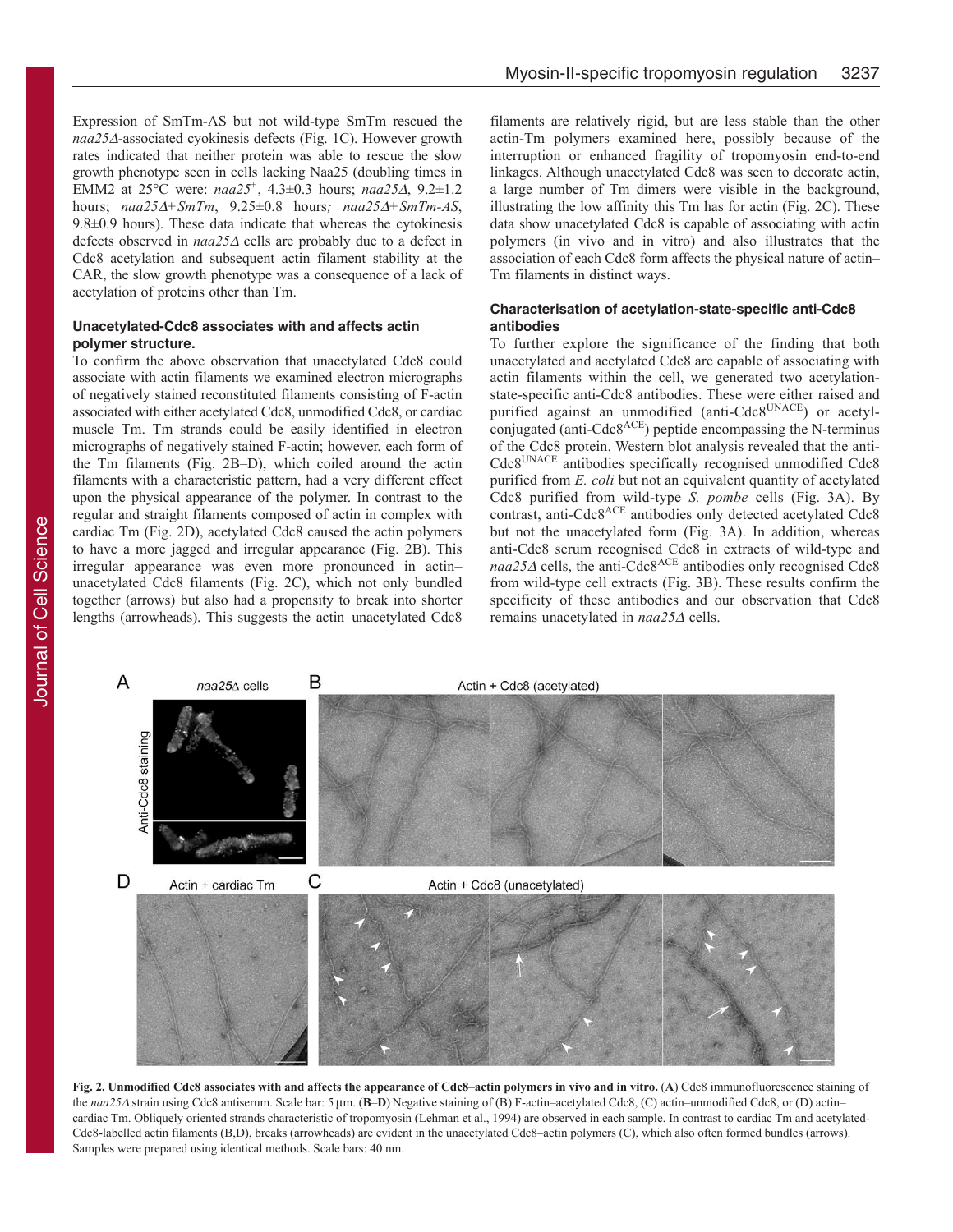Expression of SmTm-AS but not wild-type SmTm rescued the *naa25Δ*-associated cyokinesis defects (Fig. 1C). However growth rates indicated that neither protein was able to rescue the slow growth phenotype seen in cells lacking Naa25 (doubling times in EMM2 at 25°C were: *naa25*$^{+}$, 4.3±0.3 hours; *naa25Δ*, 9.2±1.2 hours; *naa25Δ+SmTm*, 9.25±0.8 hours*; naa25Δ+SmTm-AS*, 9.8±0.9 hours). These data indicate that whereas the cytokinesis defects observed in *naa25Δ* cells are probably due to a defect in Cdc8 acetylation and subsequent actin filament stability at the CAR, the slow growth phenotype was a consequence of a lack of acetylation of proteins other than Tm.

### Unacetylated-Cdc8 associates with and affects actin polymer structure.

To confirm the above observation that unacetylated Cdc8 could associate with actin filaments we examined electron micrographs of negatively stained reconstituted filaments consisting of F-actin associated with either acetylated Cdc8, unmodified Cdc8, or cardiac muscle Tm. Tm strands could be easily identified in electron micrographs of negatively stained F-actin; however, each form of the Tm filaments (Fig. 2B–D), which coiled around the actin filaments with a characteristic pattern, had a very different effect upon the physical appearance of the polymer. In contrast to the regular and straight filaments composed of actin in complex with cardiac Tm (Fig. 2D), acetylated Cdc8 caused the actin polymers to have a more jagged and irregular appearance (Fig. 2B). This irregular appearance was even more pronounced in actin–unacetylated Cdc8 filaments (Fig. 2C), which not only bundled together (arrows) but also had a propensity to break into shorter lengths (arrowheads). This suggests the actin–unacetylated Cdc8 filaments are relatively rigid, but are less stable than the other actin-Tm polymers examined here, possibly because of the interruption or enhanced fragility of tropomyosin end-to-end linkages. Although unacetylated Cdc8 was seen to decorate actin, a large number of Tm dimers were visible in the background, illustrating the low affinity this Tm has for actin (Fig. 2C). These data show unacetylated Cdc8 is capable of associating with actin polymers (in vivo and in vitro) and also illustrates that the association of each Cdc8 form affects the physical nature of actin–Tm filaments in distinct ways.

### Characterisation of acetylation-state-specific anti-Cdc8 antibodies

To further explore the significance of the finding that both unacetylated and acetylated Cdc8 are capable of associating with actin filaments within the cell, we generated two acetylation-state-specific anti-Cdc8 antibodies. These were either raised and purified against an unmodified (anti-Cdc8$^{UNACE}$) or acetyl-conjugated (anti-Cdc8$^{ACE}$) peptide encompassing the N-terminus of the Cdc8 protein. Western blot analysis revealed that the anti-Cdc8$^{UNACE}$ antibodies specifically recognised unmodified Cdc8 purified from *E. coli* but not an equivalent quantity of acetylated Cdc8 purified from wild-type *S. pombe* cells (Fig. 3A). By contrast, anti-Cdc8$^{ACE}$ antibodies only detected acetylated Cdc8 but not the unacetylated form (Fig. 3A). In addition, whereas anti-Cdc8 serum recognised Cdc8 in extracts of wild-type and *naa25Δ* cells, the anti-Cdc8$^{ACE}$ antibodies only recognised Cdc8 from wild-type cell extracts (Fig. 3B). These results confirm the specificity of these antibodies and our observation that Cdc8 remains unacetylated in *naa25Δ* cells.

**Fig. 2. Unmodified Cdc8 associates with and affects the appearance of Cdc8–actin polymers in vivo and in vitro.** (**A**) Cdc8 immunofluorescence staining of the *naa25Δ* strain using Cdc8 antiserum. Scale bar: 5 µm. (**B**–**D**) Negative staining of (B) F-actin–acetylated Cdc8, (C) actin–unmodified Cdc8, or (D) actin–cardiac Tm. Obliquely oriented strands characteristic of tropomyosin (Lehman et al., 1994) are observed in each sample. In contrast to cardiac Tm and acetylated-Cdc8-labelled actin filaments (B,D), breaks (arrowheads) are evident in the unacetylated Cdc8–actin polymers (C), which also often formed bundles (arrows). Samples were prepared using identical methods. Scale bars: 40 nm.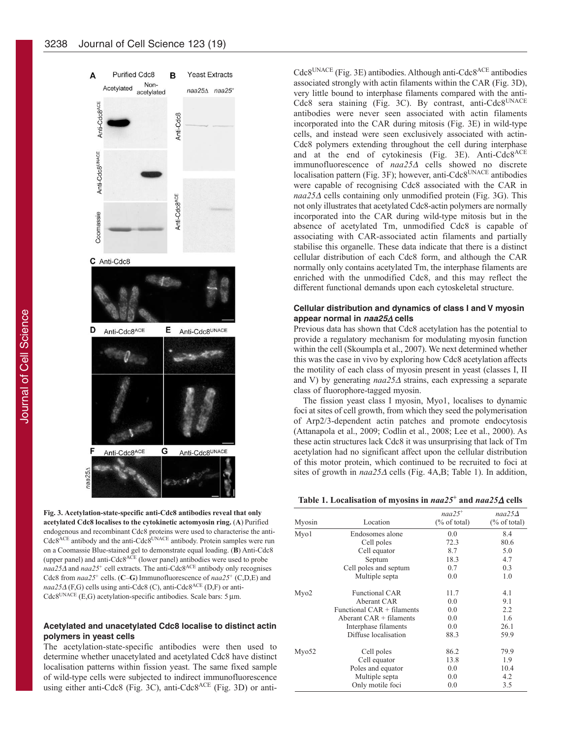**Fig. 3. Acetylation-state-specific anti-Cdc8 antibodies reveal that only acetylated Cdc8 localises to the cytokinetic actomyosin ring.** (**A**) Purified endogenous and recombinant Cdc8 proteins were used to characterise the anti-Cdc8$^{ACE}$ antibody and the anti-Cdc8$^{UNACE}$ antibody. Protein samples were run on a Coomassie Blue-stained gel to demonstrate equal loading. (**B**) Anti-Cdc8 (upper panel) and anti-Cdc8$^{ACE}$ (lower panel) antibodies were used to probe *naa25Δ* and *naa25*$^{+}$ cell extracts. The anti-Cdc8$^{ACE}$ antibody only recognises Cdc8 from *naa25*$^{+}$ cells. (**C**–**G**) Immunofluorescence of *naa25*$^{+}$ (C,D,E) and *naa25Δ* (F,G) cells using anti-Cdc8 (C), anti-Cdc8$^{ACE}$ (D,F) or anti-Cdc8$^{UNACE}$ (E,G) acetylation-specific antibodies. Scale bars: 5 µm.

## Acetylated and unacetylated Cdc8 localise to distinct actin polymers in yeast cells

The acetylation-state-specific antibodies were then used to determine whether unacetylated and acetylated Cdc8 have distinct localisation patterns within fission yeast. The same fixed sample of wild-type cells were subjected to indirect immunofluorescence using either anti-Cdc8 (Fig. 3C), anti-Cdc8$^{ACE}$ (Fig. 3D) or anti-Cdc8$^{UNACE}$ (Fig. 3E) antibodies. Although anti-Cdc8$^{ACE}$ antibodies associated strongly with actin filaments within the CAR (Fig. 3D), very little bound to interphase filaments compared with the anti-Cdc8 sera staining (Fig. 3C). By contrast, anti-Cdc8$^{UNACE}$ antibodies were never seen associated with actin filaments incorporated into the CAR during mitosis (Fig. 3E) in wild-type cells, and instead were seen exclusively associated with actin-Cdc8 polymers extending throughout the cell during interphase and at the end of cytokinesis (Fig. 3E). Anti-Cdc8$^{ACE}$ immunofluorescence of *naa25Δ* cells showed no discrete localisation pattern (Fig. 3F); however, anti-Cdc8$^{UNACE}$ antibodies were capable of recognising Cdc8 associated with the CAR in *naa25Δ* cells containing only unmodified protein (Fig. 3G). This not only illustrates that acetylated Cdc8-actin polymers are normally incorporated into the CAR during wild-type mitosis but in the absence of acetylated Tm, unmodified Cdc8 is capable of associating with CAR-associated actin filaments and partially stabilise this organelle. These data indicate that there is a distinct cellular distribution of each Cdc8 form, and although the CAR normally only contains acetylated Tm, the interphase filaments are enriched with the unmodified Cdc8, and this may reflect the different functional demands upon each cytoskeletal structure.

## Cellular distribution and dynamics of class I and V myosin appear normal in *naa25Δ* cells

Previous data has shown that Cdc8 acetylation has the potential to provide a regulatory mechanism for modulating myosin function within the cell (Skoumpla et al., 2007). We next determined whether this was the case in vivo by exploring how Cdc8 acetylation affects the motility of each class of myosin present in yeast (classes I, II and V) by generating *naa25Δ* strains, each expressing a separate class of fluorophore-tagged myosin.

The fission yeast class I myosin, Myo1, localises to dynamic foci at sites of cell growth, from which they seed the polymerisation of Arp2/3-dependent actin patches and promote endocytosis (Attanapola et al., 2009; Codlin et al., 2008; Lee et al., 2000). As these actin structures lack Cdc8 it was unsurprising that lack of Tm acetylation had no significant affect upon the cellular distribution of this motor protein, which continued to be recruited to foci at sites of growth in *naa25Δ* cells (Fig. 4A,B; Table 1). In addition,

**Table 1. Localisation of myosins in *naa25*$^{+}$ and *naa25Δ* cells**

| Myosin | Location | *naa25*$^{+}$ (% of total) | *naa25Δ* (% of total) |
|---|---|---|---|
| Myo1 | Endosomes alone | 0.0 | 8.4 |
| | Cell poles | 72.3 | 80.6 |
| | Cell equator | 8.7 | 5.0 |
| | Septum | 18.3 | 4.7 |
| | Cell poles and septum | 0.7 | 0.3 |
| | Multiple septa | 0.0 | 1.0 |
| Myo2 | Functional CAR | 11.7 | 4.1 |
| | Aberant CAR | 0.0 | 9.1 |
| | Functional CAR + filaments | 0.0 | 2.2 |
| | Aberant CAR + filaments | 0.0 | 1.6 |
| | Interphase filaments | 0.0 | 26.1 |
| | Diffuse localisation | 88.3 | 59.9 |
| Myo52 | Cell poles | 86.2 | 79.9 |
| | Cell equator | 13.8 | 1.9 |
| | Poles and equator | 0.0 | 10.4 |
| | Multiple septa | 0.0 | 4.2 |
| | Only motile foci | 0.0 | 3.5 |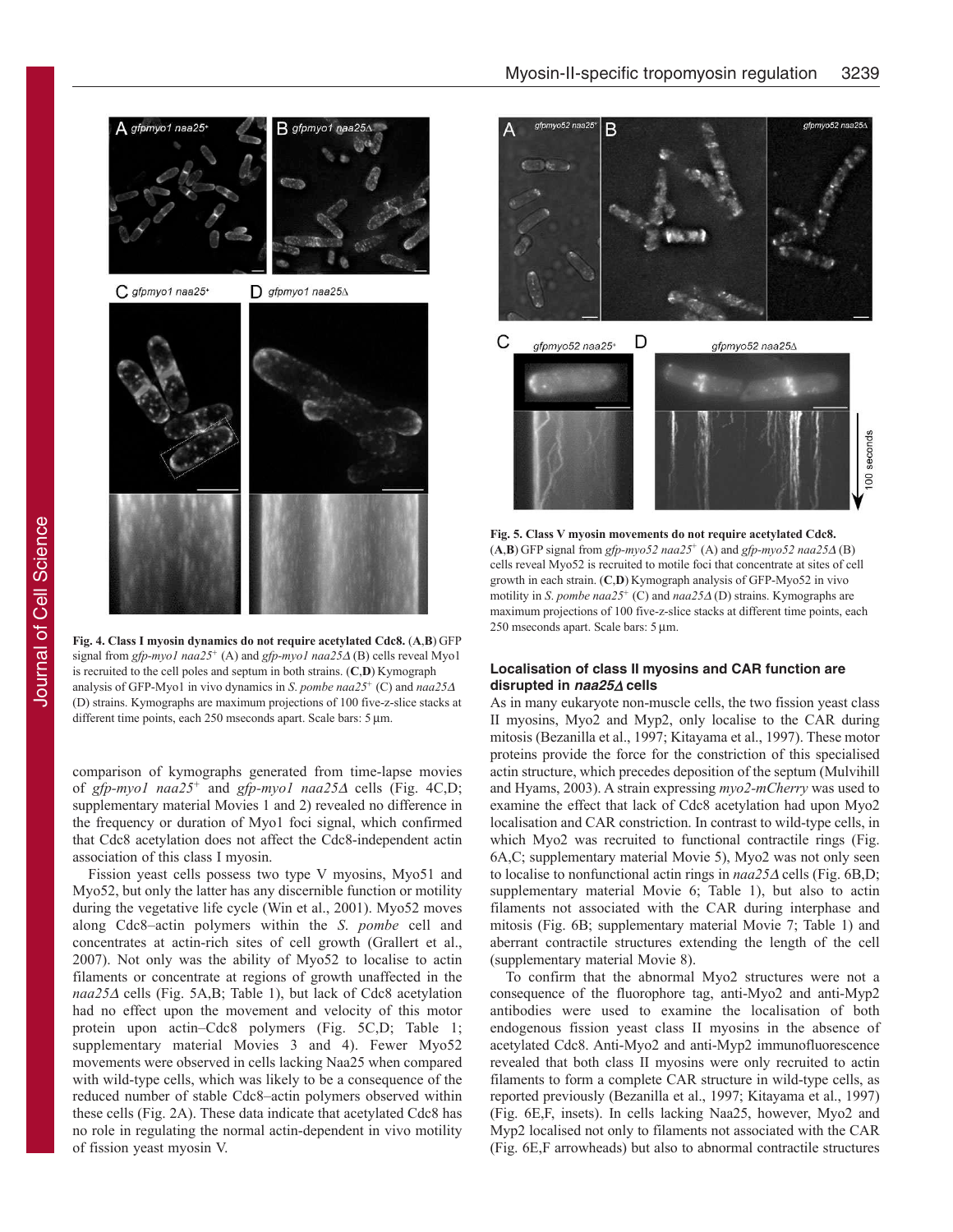**Fig. 4. Class I myosin dynamics do not require acetylated Cdc8.** (**A**,**B**) GFP signal from *gfp-myo1 naa25*$^+$ (A) and *gfp-myo1 naa25Δ* (B) cells reveal Myo1 is recruited to the cell poles and septum in both strains. (**C**,**D**) Kymograph analysis of GFP-Myo1 in vivo dynamics in *S. pombe naa25*$^+$ (C) and *naa25Δ* (D) strains. Kymographs are maximum projections of 100 five-z-slice stacks at different time points, each 250 mseconds apart. Scale bars: 5 µm.

**Fig. 5. Class V myosin movements do not require acetylated Cdc8.** (**A**,**B**) GFP signal from *gfp-myo52 naa25*$^+$ (A) and *gfp-myo52 naa25Δ* (B) cells reveal Myo52 is recruited to motile foci that concentrate at sites of cell growth in each strain. (**C**,**D**) Kymograph analysis of GFP-Myo52 in vivo motility in *S. pombe naa25*$^+$ (C) and *naa25Δ* (D) strains. Kymographs are maximum projections of 100 five-z-slice stacks at different time points, each 250 mseconds apart. Scale bars: 5 µm.

comparison of kymographs generated from time-lapse movies of *gfp-myo1 naa25*$^+$ and *gfp-myo1 naa25Δ* cells (Fig. 4C,D; supplementary material Movies 1 and 2) revealed no difference in the frequency or duration of Myo1 foci signal, which confirmed that Cdc8 acetylation does not affect the Cdc8-independent actin association of this class I myosin.

Fission yeast cells possess two type V myosins, Myo51 and Myo52, but only the latter has any discernible function or motility during the vegetative life cycle (Win et al., 2001). Myo52 moves along Cdc8–actin polymers within the *S. pombe* cell and concentrates at actin-rich sites of cell growth (Grallert et al., 2007). Not only was the ability of Myo52 to localise to actin filaments or concentrate at regions of growth unaffected in the *naa25Δ* cells (Fig. 5A,B; Table 1), but lack of Cdc8 acetylation had no effect upon the movement and velocity of this motor protein upon actin–Cdc8 polymers (Fig. 5C,D; Table 1; supplementary material Movies 3 and 4). Fewer Myo52 movements were observed in cells lacking Naa25 when compared with wild-type cells, which was likely to be a consequence of the reduced number of stable Cdc8–actin polymers observed within these cells (Fig. 2A). These data indicate that acetylated Cdc8 has no role in regulating the normal actin-dependent in vivo motility of fission yeast myosin V.

### Localisation of class II myosins and CAR function are disrupted in *naa25Δ* cells

As in many eukaryote non-muscle cells, the two fission yeast class II myosins, Myo2 and Myp2, only localise to the CAR during mitosis (Bezanilla et al., 1997; Kitayama et al., 1997). These motor proteins provide the force for the constriction of this specialised actin structure, which precedes deposition of the septum (Mulvihill and Hyams, 2003). A strain expressing *myo2-mCherry* was used to examine the effect that lack of Cdc8 acetylation had upon Myo2 localisation and CAR constriction. In contrast to wild-type cells, in which Myo2 was recruited to functional contractile rings (Fig. 6A,C; supplementary material Movie 5), Myo2 was not only seen to localise to nonfunctional actin rings in *naa25Δ* cells (Fig. 6B,D; supplementary material Movie 6; Table 1), but also to actin filaments not associated with the CAR during interphase and mitosis (Fig. 6B; supplementary material Movie 7; Table 1) and aberrant contractile structures extending the length of the cell (supplementary material Movie 8).

To confirm that the abnormal Myo2 structures were not a consequence of the fluorophore tag, anti-Myo2 and anti-Myp2 antibodies were used to examine the localisation of both endogenous fission yeast class II myosins in the absence of acetylated Cdc8. Anti-Myo2 and anti-Myp2 immunofluorescence revealed that both class II myosins were only recruited to actin filaments to form a complete CAR structure in wild-type cells, as reported previously (Bezanilla et al., 1997; Kitayama et al., 1997) (Fig. 6E,F, insets). In cells lacking Naa25, however, Myo2 and Myp2 localised not only to filaments not associated with the CAR (Fig. 6E,F arrowheads) but also to abnormal contractile structures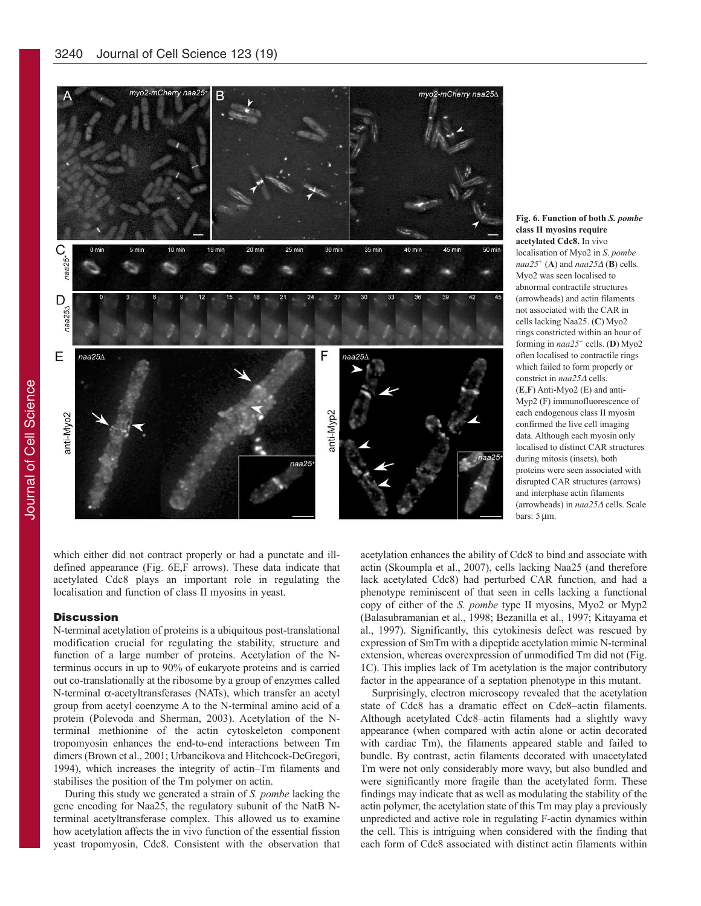**Fig. 6. Function of both *S. pombe* class II myosins require acetylated Cdc8.** In vivo localisation of Myo2 in *S. pombe* *naa25*+ (**A**) and *naa25*Δ (**B**) cells. Myo2 was seen localised to abnormal contractile structures (arrowheads) and actin filaments not associated with the CAR in cells lacking Naa25. (**C**) Myo2 rings constricted within an hour of forming in *naa25*+ cells. (**D**) Myo2 often localised to contractile rings which failed to form properly or constrict in *naa25*Δ cells. (**E**,**F**) Anti-Myo2 (E) and anti-Myp2 (F) immunofluorescence of each endogenous class II myosin confirmed the live cell imaging data. Although each myosin only localised to distinct CAR structures during mitosis (insets), both proteins were seen associated with disrupted CAR structures (arrows) and interphase actin filaments (arrowheads) in *naa25*Δ cells. Scale bars: 5 μm.

which either did not contract properly or had a punctate and ill-defined appearance (Fig. 6E,F arrows). These data indicate that acetylated Cdc8 plays an important role in regulating the localisation and function of class II myosins in yeast.

## Discussion

N-terminal acetylation of proteins is a ubiquitous post-translational modification crucial for regulating the stability, structure and function of a large number of proteins. Acetylation of the N-terminus occurs in up to 90% of eukaryote proteins and is carried out co-translationally at the ribosome by a group of enzymes called N-terminal α-acetyltransferases (NATs), which transfer an acetyl group from acetyl coenzyme A to the N-terminal amino acid of a protein (Polevoda and Sherman, 2003). Acetylation of the N-terminal methionine of the actin cytoskeleton component tropomyosin enhances the end-to-end interactions between Tm dimers (Brown et al., 2001; Urbancikova and Hitchcock-DeGregori, 1994), which increases the integrity of actin–Tm filaments and stabilises the position of the Tm polymer on actin.

During this study we generated a strain of *S. pombe* lacking the gene encoding for Naa25, the regulatory subunit of the NatB N-terminal acetyltransferase complex. This allowed us to examine how acetylation affects the in vivo function of the essential fission yeast tropomyosin, Cdc8. Consistent with the observation that acetylation enhances the ability of Cdc8 to bind and associate with actin (Skoumpla et al., 2007), cells lacking Naa25 (and therefore lack acetylated Cdc8) had perturbed CAR function, and had a phenotype reminiscent of that seen in cells lacking a functional copy of either of the *S. pombe* type II myosins, Myo2 or Myp2 (Balasubramanian et al., 1998; Bezanilla et al., 1997; Kitayama et al., 1997). Significantly, this cytokinesis defect was rescued by expression of SmTm with a dipeptide acetylation mimic N-terminal extension, whereas overexpression of unmodified Tm did not (Fig. 1C). This implies lack of Tm acetylation is the major contributory factor in the appearance of a septation phenotype in this mutant.

Surprisingly, electron microscopy revealed that the acetylation state of Cdc8 has a dramatic effect on Cdc8–actin filaments. Although acetylated Cdc8–actin filaments had a slightly wavy appearance (when compared with actin alone or actin decorated with cardiac Tm), the filaments appeared stable and failed to bundle. By contrast, actin filaments decorated with unacetylated Tm were not only considerably more wavy, but also bundled and were significantly more fragile than the acetylated form. These findings may indicate that as well as modulating the stability of the actin polymer, the acetylation state of this Tm may play a previously unpredicted and active role in regulating F-actin dynamics within the cell. This is intriguing when considered with the finding that each form of Cdc8 associated with distinct actin filaments within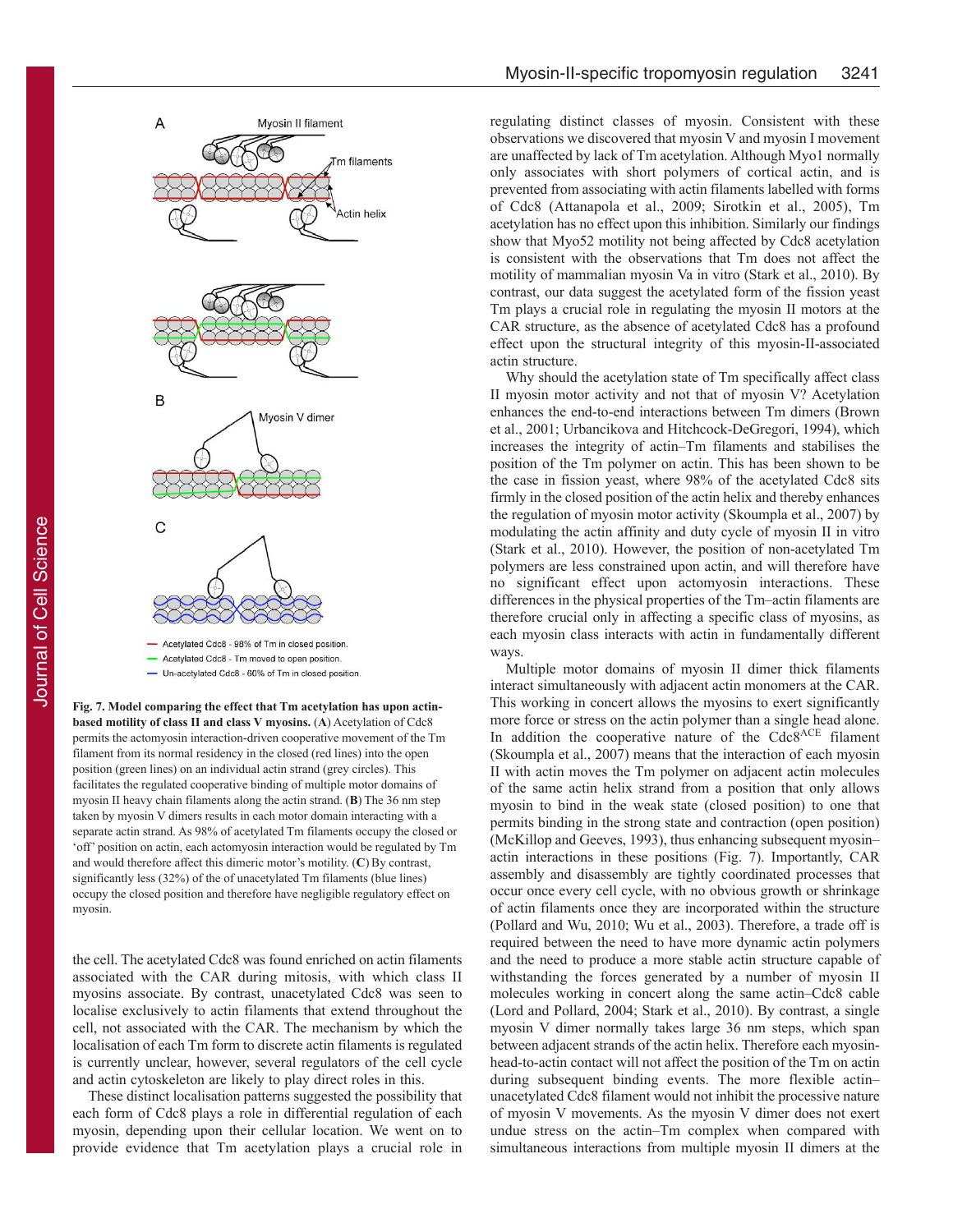**Fig. 7. Model comparing the effect that Tm acetylation has upon actin-based motility of class II and class V myosins.** (**A**) Acetylation of Cdc8 permits the actomyosin interaction-driven cooperative movement of the Tm filament from its normal residency in the closed (red lines) into the open position (green lines) on an individual actin strand (grey circles). This facilitates the regulated cooperative binding of multiple motor domains of myosin II heavy chain filaments along the actin strand. (**B**) The 36 nm step taken by myosin V dimers results in each motor domain interacting with a separate actin strand. As 98% of acetylated Tm filaments occupy the closed or 'off' position on actin, each actomyosin interaction would be regulated by Tm and would therefore affect this dimeric motor's motility. (**C**) By contrast, significantly less (32%) of the of unacetylated Tm filaments (blue lines) occupy the closed position and therefore have negligible regulatory effect on myosin.

the cell. The acetylated Cdc8 was found enriched on actin filaments associated with the CAR during mitosis, with which class II myosins associate. By contrast, unacetylated Cdc8 was seen to localise exclusively to actin filaments that extend throughout the cell, not associated with the CAR. The mechanism by which the localisation of each Tm form to discrete actin filaments is regulated is currently unclear, however, several regulators of the cell cycle and actin cytoskeleton are likely to play direct roles in this.

These distinct localisation patterns suggested the possibility that each form of Cdc8 plays a role in differential regulation of each myosin, depending upon their cellular location. We went on to provide evidence that Tm acetylation plays a crucial role in regulating distinct classes of myosin. Consistent with these observations we discovered that myosin V and myosin I movement are unaffected by lack of Tm acetylation. Although Myo1 normally only associates with short polymers of cortical actin, and is prevented from associating with actin filaments labelled with forms of Cdc8 (Attanapola et al., 2009; Sirotkin et al., 2005), Tm acetylation has no effect upon this inhibition. Similarly our findings show that Myo52 motility not being affected by Cdc8 acetylation is consistent with the observations that Tm does not affect the motility of mammalian myosin Va in vitro (Stark et al., 2010). By contrast, our data suggest the acetylated form of the fission yeast Tm plays a crucial role in regulating the myosin II motors at the CAR structure, as the absence of acetylated Cdc8 has a profound effect upon the structural integrity of this myosin-II-associated actin structure.

Why should the acetylation state of Tm specifically affect class II myosin motor activity and not that of myosin V? Acetylation enhances the end-to-end interactions between Tm dimers (Brown et al., 2001; Urbancikova and Hitchcock-DeGregori, 1994), which increases the integrity of actin–Tm filaments and stabilises the position of the Tm polymer on actin. This has been shown to be the case in fission yeast, where 98% of the acetylated Cdc8 sits firmly in the closed position of the actin helix and thereby enhances the regulation of myosin motor activity (Skoumpla et al., 2007) by modulating the actin affinity and duty cycle of myosin II in vitro (Stark et al., 2010). However, the position of non-acetylated Tm polymers are less constrained upon actin, and will therefore have no significant effect upon actomyosin interactions. These differences in the physical properties of the Tm–actin filaments are therefore crucial only in affecting a specific class of myosins, as each myosin class interacts with actin in fundamentally different ways.

Multiple motor domains of myosin II dimer thick filaments interact simultaneously with adjacent actin monomers at the CAR. This working in concert allows the myosins to exert significantly more force or stress on the actin polymer than a single head alone. In addition the cooperative nature of the Cdc8$^{ACE}$ filament (Skoumpla et al., 2007) means that the interaction of each myosin II with actin moves the Tm polymer on adjacent actin molecules of the same actin helix strand from a position that only allows myosin to bind in the weak state (closed position) to one that permits binding in the strong state and contraction (open position) (McKillop and Geeves, 1993), thus enhancing subsequent myosin–actin interactions in these positions (Fig. 7). Importantly, CAR assembly and disassembly are tightly coordinated processes that occur once every cell cycle, with no obvious growth or shrinkage of actin filaments once they are incorporated within the structure (Pollard and Wu, 2010; Wu et al., 2003). Therefore, a trade off is required between the need to have more dynamic actin polymers and the need to produce a more stable actin structure capable of withstanding the forces generated by a number of myosin II molecules working in concert along the same actin–Cdc8 cable (Lord and Pollard, 2004; Stark et al., 2010). By contrast, a single myosin V dimer normally takes large 36 nm steps, which span between adjacent strands of the actin helix. Therefore each myosin-head-to-actin contact will not affect the position of the Tm on actin during subsequent binding events. The more flexible actin–unacetylated Cdc8 filament would not inhibit the processive nature of myosin V movements. As the myosin V dimer does not exert undue stress on the actin–Tm complex when compared with simultaneous interactions from multiple myosin II dimers at the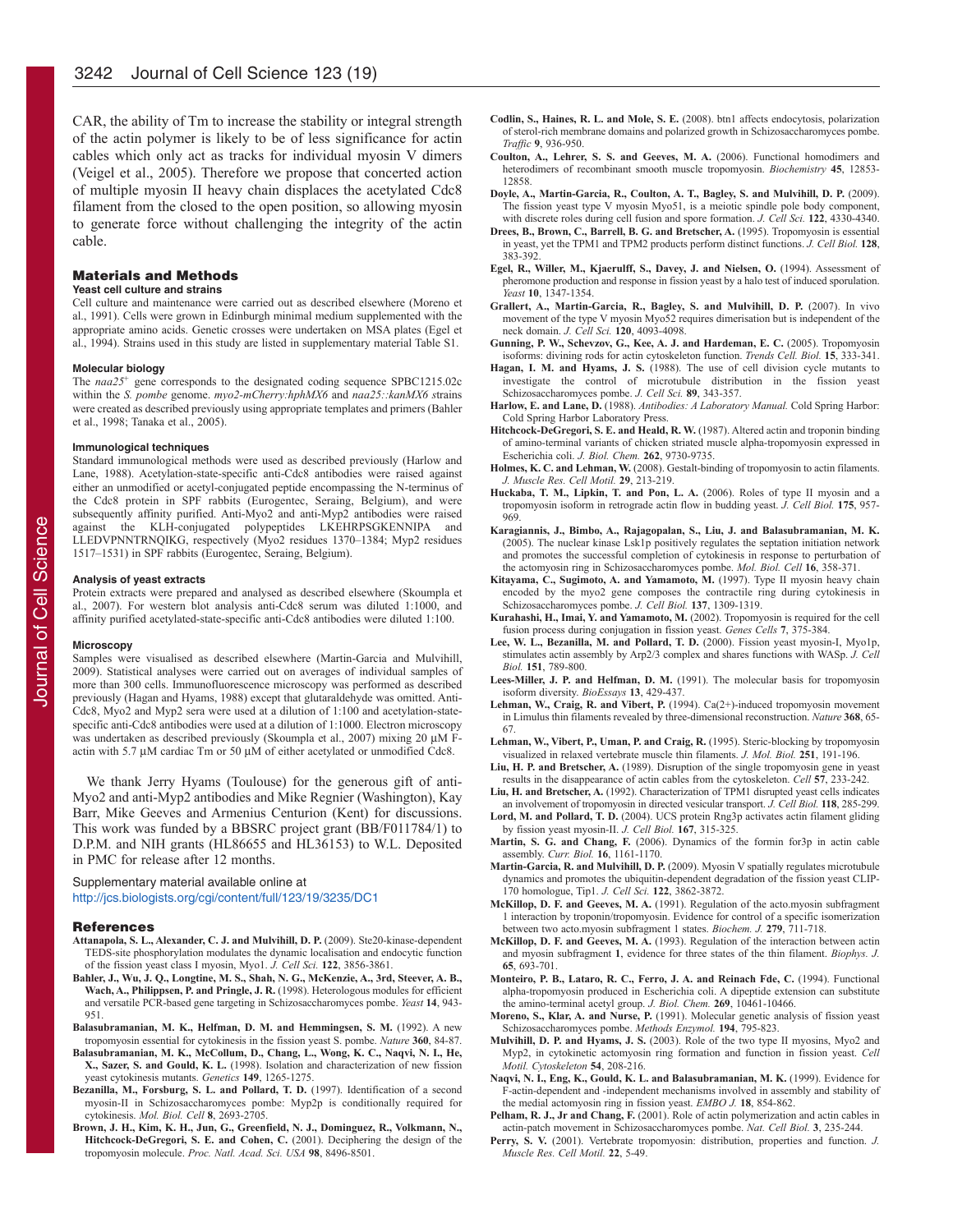CAR, the ability of Tm to increase the stability or integral strength of the actin polymer is likely to be of less significance for actin cables which only act as tracks for individual myosin V dimers (Veigel et al., 2005). Therefore we propose that concerted action of multiple myosin II heavy chain displaces the acetylated Cdc8 filament from the closed to the open position, so allowing myosin to generate force without challenging the integrity of the actin cable.

## Materials and Methods

### Yeast cell culture and strains

Cell culture and maintenance were carried out as described elsewhere (Moreno et al., 1991). Cells were grown in Edinburgh minimal medium supplemented with the appropriate amino acids. Genetic crosses were undertaken on MSA plates (Egel et al., 1994). Strains used in this study are listed in supplementary material Table S1.

### Molecular biology

The *naa25⁺* gene corresponds to the designated coding sequence SPBC1215.02c within the *S. pombe* genome. *myo2-mCherry:hphMX6* and *naa25::kanMX6* strains were created as described previously using appropriate templates and primers (Bahler et al., 1998; Tanaka et al., 2005).

### Immunological techniques

Standard immunological methods were used as described previously (Harlow and Lane, 1988). Acetylation-state-specific anti-Cdc8 antibodies were raised against either an unmodified or acetyl-conjugated peptide encompassing the N-terminus of the Cdc8 protein in SPF rabbits (Eurogentec, Seraing, Belgium), and were subsequently affinity purified. Anti-Myo2 and anti-Myp2 antibodies were raised against the KLH-conjugated polypeptides LKEHRPSGKENNIPA and LLEDVPNNTRNQIKG, respectively (Myo2 residues 1370–1384; Myp2 residues 1517–1531) in SPF rabbits (Eurogentec, Seraing, Belgium).

### Analysis of yeast extracts

Protein extracts were prepared and analysed as described elsewhere (Skoumpla et al., 2007). For western blot analysis anti-Cdc8 serum was diluted 1:1000, and affinity purified acetylated-state-specific anti-Cdc8 antibodies were diluted 1:100.

### Microscopy

Samples were visualised as described elsewhere (Martin-Garcia and Mulvihill, 2009). Statistical analyses were carried out on averages of individual samples of more than 300 cells. Immunofluorescence microscopy was performed as described previously (Hagan and Hyams, 1988) except that glutaraldehyde was omitted. Anti-Cdc8, Myo2 and Myp2 sera were used at a dilution of 1:100 and acetylation-state-specific anti-Cdc8 antibodies were used at a dilution of 1:1000. Electron microscopy was undertaken as described previously (Skoumpla et al., 2007) mixing 20 μM F-actin with 5.7 μM cardiac Tm or 50 μM of either acetylated or unmodified Cdc8.

We thank Jerry Hyams (Toulouse) for the generous gift of anti-Myo2 and anti-Myp2 antibodies and Mike Regnier (Washington), Kay Barr, Mike Geeves and Armenius Centurion (Kent) for discussions. This work was funded by a BBSRC project grant (BB/F011784/1) to D.P.M. and NIH grants (HL86655 and HL36153) to W.L. Deposited in PMC for release after 12 months.

Supplementary material available online at
http://jcs.biologists.org/cgi/content/full/123/19/3235/DC1

## References

**Attanapola, S. L., Alexander, C. J. and Mulvihill, D. P.** (2009). Ste20-kinase-dependent TEDS-site phosphorylation modulates the dynamic localisation and endocytic function of the fission yeast class I myosin, Myo1. *J. Cell Sci.* **122**, 3856-3861.

**Bahler, J., Wu, J. Q., Longtine, M. S., Shah, N. G., McKenzie, A., 3rd, Steever, A. B., Wach, A., Philippsen, P. and Pringle, J. R.** (1998). Heterologous modules for efficient and versatile PCR-based gene targeting in Schizosaccharomyces pombe. *Yeast* **14**, 943-951.

**Balasubramanian, M. K., Helfman, D. M. and Hemmingsen, S. M.** (1992). A new tropomyosin essential for cytokinesis in the fission yeast S. pombe. *Nature* **360**, 84-87.

**Balasubramanian, M. K., McCollum, D., Chang, L., Wong, K. C., Naqvi, N. I., He, X., Sazer, S. and Gould, K. L.** (1998). Isolation and characterization of new fission yeast cytokinesis mutants. *Genetics* **149**, 1265-1275.

**Bezanilla, M., Forsburg, S. L. and Pollard, T. D.** (1997). Identification of a second myosin-II in Schizosaccharomyces pombe: Myp2p is conditionally required for cytokinesis. *Mol. Biol. Cell* **8**, 2693-2705.

**Brown, J. H., Kim, K. H., Jun, G., Greenfield, N. J., Dominguez, R., Volkmann, N., Hitchcock-DeGregori, S. E. and Cohen, C.** (2001). Deciphering the design of the tropomyosin molecule. *Proc. Natl. Acad. Sci. USA* **98**, 8496-8501.

**Codlin, S., Haines, R. L. and Mole, S. E.** (2008). btn1 affects endocytosis, polarization of sterol-rich membrane domains and polarized growth in Schizosaccharomyces pombe. *Traffic* **9**, 936-950.

**Coulton, A., Lehrer, S. S. and Geeves, M. A.** (2006). Functional homodimers and heterodimers of recombinant smooth muscle tropomyosin. *Biochemistry* **45**, 12853-12858.

**Doyle, A., Martin-Garcia, R., Coulton, A. T., Bagley, S. and Mulvihill, D. P.** (2009). The fission yeast type V myosin Myo51, is a meiotic spindle pole body component, with discrete roles during cell fusion and spore formation. *J. Cell Sci.* **122**, 4330-4340.

**Drees, B., Brown, C., Barrell, B. G. and Bretscher, A.** (1995). Tropomyosin is essential in yeast, yet the TPM1 and TPM2 products perform distinct functions. *J. Cell Biol.* **128**, 383-392.

**Egel, R., Willer, M., Kjaerulff, S., Davey, J. and Nielsen, O.** (1994). Assessment of pheromone production and response in fission yeast by a halo test of induced sporulation. *Yeast* **10**, 1347-1354.

**Grallert, A., Martin-Garcia, R., Bagley, S. and Mulvihill, D. P.** (2007). In vivo movement of the type V myosin Myo52 requires dimerisation but is independent of the neck domain. *J. Cell Sci.* **120**, 4093-4098.

**Gunning, P. W., Schevzov, G., Kee, A. J. and Hardeman, E. C.** (2005). Tropomyosin isoforms: divining rods for actin cytoskeleton function. *Trends Cell. Biol.* **15**, 333-341.

**Hagan, I. M. and Hyams, J. S.** (1988). The use of cell division cycle mutants to investigate the control of microtubule distribution in the fission yeast Schizosaccharomyces pombe. *J. Cell Sci.* **89**, 343-357.

**Harlow, E. and Lane, D.** (1988). *Antibodies: A Laboratory Manual.* Cold Spring Harbor: Cold Spring Harbor Laboratory Press.

**Hitchcock-DeGregori, S. E. and Heald, R. W.** (1987). Altered actin and troponin binding of amino-terminal variants of chicken striated muscle alpha-tropomyosin expressed in Escherichia coli. *J. Biol. Chem.* **262**, 9730-9735.

**Holmes, K. C. and Lehman, W.** (2008). Gestalt-binding of tropomyosin to actin filaments. *J. Muscle Res. Cell Motil.* **29**, 213-219.

**Huckaba, T. M., Lipkin, T. and Pon, L. A.** (2006). Roles of type II myosin and a tropomyosin isoform in retrograde actin flow in budding yeast. *J. Cell Biol.* **175**, 957-969.

**Karagiannis, J., Bimbo, A., Rajagopalan, S., Liu, J. and Balasubramanian, M. K.** (2005). The nuclear kinase Lsk1p positively regulates the septation initiation network and promotes the successful completion of cytokinesis in response to perturbation of the actomyosin ring in Schizosaccharomyces pombe. *Mol. Biol. Cell* **16**, 358-371.

**Kitayama, C., Sugimoto, A. and Yamamoto, M.** (1997). Type II myosin heavy chain encoded by the myo2 gene composes the contractile ring during cytokinesis in Schizosaccharomyces pombe. *J. Cell Biol.* **137**, 1309-1319.

**Kurahashi, H., Imai, Y. and Yamamoto, M.** (2002). Tropomyosin is required for the cell fusion process during conjugation in fission yeast. *Genes Cells* **7**, 375-384.

**Lee, W. L., Bezanilla, M. and Pollard, T. D.** (2000). Fission yeast myosin-I, Myo1p, stimulates actin assembly by Arp2/3 complex and shares functions with WASp. *J. Cell Biol.* **151**, 789-800.

**Lees-Miller, J. P. and Helfman, D. M.** (1991). The molecular basis for tropomyosin isoform diversity. *BioEssays* **13**, 429-437.

**Lehman, W., Craig, R. and Vibert, P.** (1994). Ca(2+)-induced tropomyosin movement in Limulus thin filaments revealed by three-dimensional reconstruction. *Nature* **368**, 65-67.

**Lehman, W., Vibert, P., Uman, P. and Craig, R.** (1995). Steric-blocking by tropomyosin visualized in relaxed vertebrate muscle thin filaments. *J. Mol. Biol.* **251**, 191-196.

**Liu, H. P. and Bretscher, A.** (1989). Disruption of the single tropomyosin gene in yeast results in the disappearance of actin cables from the cytoskeleton. *Cell* **57**, 233-242.

**Liu, H. and Bretscher, A.** (1992). Characterization of TPM1 disrupted yeast cells indicates an involvement of tropomyosin in directed vesicular transport. *J. Cell Biol.* **118**, 285-299.

**Lord, M. and Pollard, T. D.** (2004). UCS protein Rng3p activates actin filament gliding by fission yeast myosin-II. *J. Cell Biol.* **167**, 315-325.

**Martin, S. G. and Chang, F.** (2006). Dynamics of the formin for3p in actin cable assembly. *Curr. Biol.* **16**, 1161-1170.

**Martin-Garcia, R. and Mulvihill, D. P.** (2009). Myosin V spatially regulates microtubule dynamics and promotes the ubiquitin-dependent degradation of the fission yeast CLIP-170 homologue, Tip1. *J. Cell Sci.* **122**, 3862-3872.

**McKillop, D. F. and Geeves, M. A.** (1991). Regulation of the acto.myosin subfragment 1 interaction by troponin/tropomyosin. Evidence for control of a specific isomerization between two acto.myosin subfragment 1 states. *Biochem. J.* **279**, 711-718.

**McKillop, D. F. and Geeves, M. A.** (1993). Regulation of the interaction between actin and myosin subfragment **1**, evidence for three states of the thin filament. *Biophys. J.* **65**, 693-701.

**Monteiro, P. B., Lataro, R. C., Ferro, J. A. and Reinach Fde, C.** (1994). Functional alpha-tropomyosin produced in Escherichia coli. A dipeptide extension can substitute the amino-terminal acetyl group. *J. Biol. Chem.* **269**, 10461-10466.

**Moreno, S., Klar, A. and Nurse, P.** (1991). Molecular genetic analysis of fission yeast Schizosaccharomyces pombe. *Methods Enzymol.* **194**, 795-823.

**Mulvihill, D. P. and Hyams, J. S.** (2003). Role of the two type II myosins, Myo2 and Myp2, in cytokinetic actomyosin ring formation and function in fission yeast. *Cell Motil. Cytoskeleton* **54**, 208-216.

**Naqvi, N. I., Eng, K., Gould, K. L. and Balasubramanian, M. K.** (1999). Evidence for F-actin-dependent and -independent mechanisms involved in assembly and stability of the medial actomyosin ring in fission yeast. *EMBO J.* **18**, 854-862.

**Pelham, R. J., Jr and Chang, F.** (2001). Role of actin polymerization and actin cables in actin-patch movement in Schizosaccharomyces pombe. *Nat. Cell Biol.* **3**, 235-244.

**Perry, S. V.** (2001). Vertebrate tropomyosin: distribution, properties and function. *J. Muscle Res. Cell Motil.* **22**, 5-49.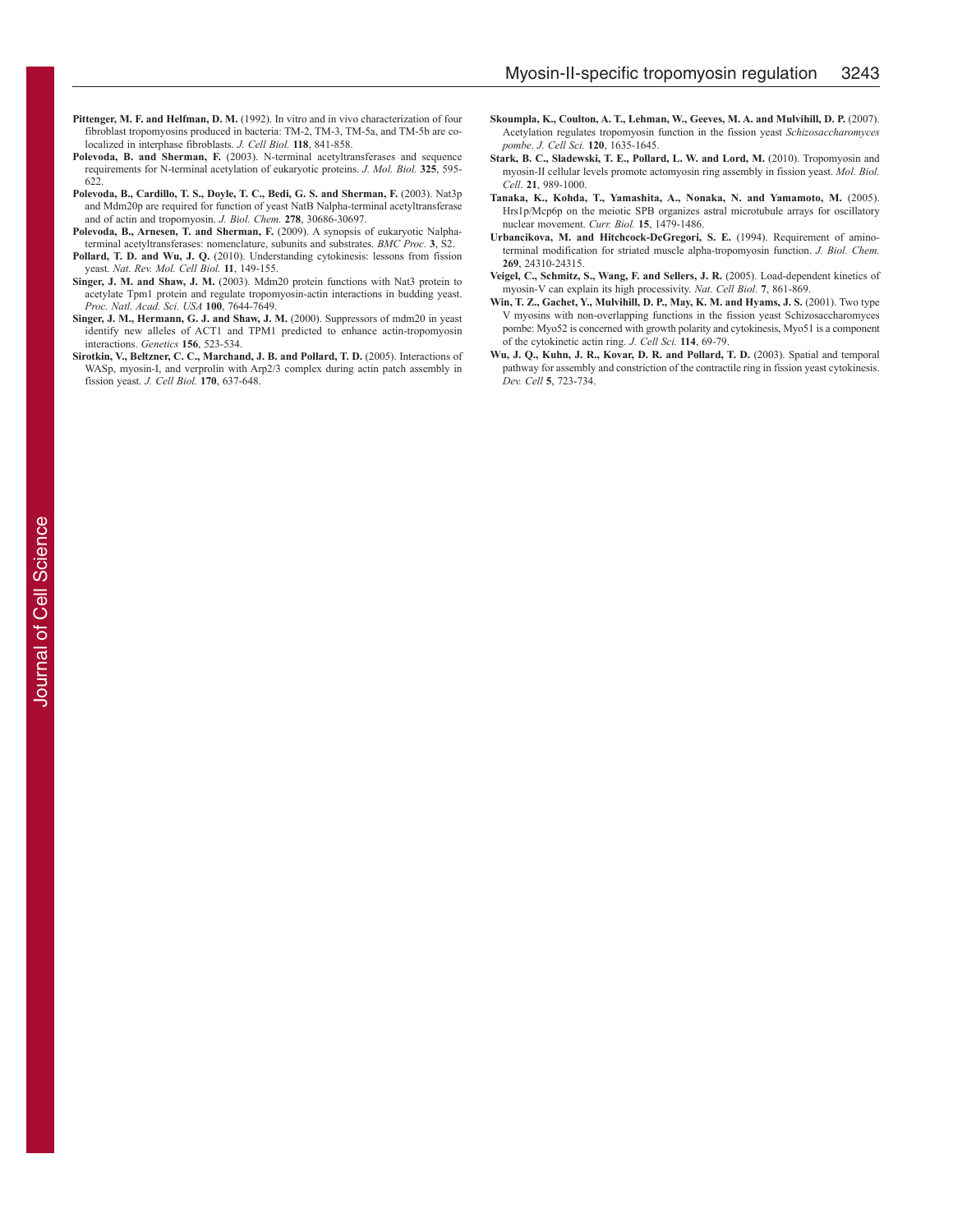**Pittenger, M. F. and Helfman, D. M.** (1992). In vitro and in vivo characterization of four fibroblast tropomyosins produced in bacteria: TM-2, TM-3, TM-5a, and TM-5b are co-localized in interphase fibroblasts. *J. Cell Biol.* **118**, 841-858.

**Polevoda, B. and Sherman, F.** (2003). N-terminal acetyltransferases and sequence requirements for N-terminal acetylation of eukaryotic proteins. *J. Mol. Biol.* **325**, 595-622.

**Polevoda, B., Cardillo, T. S., Doyle, T. C., Bedi, G. S. and Sherman, F.** (2003). Nat3p and Mdm20p are required for function of yeast NatB Nalpha-terminal acetyltransferase and of actin and tropomyosin. *J. Biol. Chem.* **278**, 30686-30697.

**Polevoda, B., Arnesen, T. and Sherman, F.** (2009). A synopsis of eukaryotic Nalpha-terminal acetyltransferases: nomenclature, subunits and substrates. *BMC Proc.* **3**, S2.

**Pollard, T. D. and Wu, J. Q.** (2010). Understanding cytokinesis: lessons from fission yeast. *Nat. Rev. Mol. Cell Biol.* **11**, 149-155.

**Singer, J. M. and Shaw, J. M.** (2003). Mdm20 protein functions with Nat3 protein to acetylate Tpm1 protein and regulate tropomyosin-actin interactions in budding yeast. *Proc. Natl. Acad. Sci. USA* **100**, 7644-7649.

**Singer, J. M., Hermann, G. J. and Shaw, J. M.** (2000). Suppressors of mdm20 in yeast identify new alleles of ACT1 and TPM1 predicted to enhance actin-tropomyosin interactions. *Genetics* **156**, 523-534.

**Sirotkin, V., Beltzner, C. C., Marchand, J. B. and Pollard, T. D.** (2005). Interactions of WASp, myosin-I, and verprolin with Arp2/3 complex during actin patch assembly in fission yeast. *J. Cell Biol.* **170**, 637-648.

**Skoumpla, K., Coulton, A. T., Lehman, W., Geeves, M. A. and Mulvihill, D. P.** (2007). Acetylation regulates tropomyosin function in the fission yeast *Schizosaccharomyces pombe*. *J. Cell Sci.* **120**, 1635-1645.

**Stark, B. C., Sladewski, T. E., Pollard, L. W. and Lord, M.** (2010). Tropomyosin and myosin-II cellular levels promote actomyosin ring assembly in fission yeast. *Mol. Biol. Cell*. **21**, 989-1000.

**Tanaka, K., Kohda, T., Yamashita, A., Nonaka, N. and Yamamoto, M.** (2005). Hrs1p/Mcp6p on the meiotic SPB organizes astral microtubule arrays for oscillatory nuclear movement. *Curr. Biol.* **15**, 1479-1486.

**Urbancikova, M. and Hitchcock-DeGregori, S. E.** (1994). Requirement of amino-terminal modification for striated muscle alpha-tropomyosin function. *J. Biol. Chem.* **269**, 24310-24315.

**Veigel, C., Schmitz, S., Wang, F. and Sellers, J. R.** (2005). Load-dependent kinetics of myosin-V can explain its high processivity. *Nat. Cell Biol.* **7**, 861-869.

**Win, T. Z., Gachet, Y., Mulvihill, D. P., May, K. M. and Hyams, J. S.** (2001). Two type V myosins with non-overlapping functions in the fission yeast Schizosaccharomyces pombe: Myo52 is concerned with growth polarity and cytokinesis, Myo51 is a component of the cytokinetic actin ring. *J. Cell Sci.* **114**, 69-79.

**Wu, J. Q., Kuhn, J. R., Kovar, D. R. and Pollard, T. D.** (2003). Spatial and temporal pathway for assembly and constriction of the contractile ring in fission yeast cytokinesis. *Dev. Cell* **5**, 723-734.